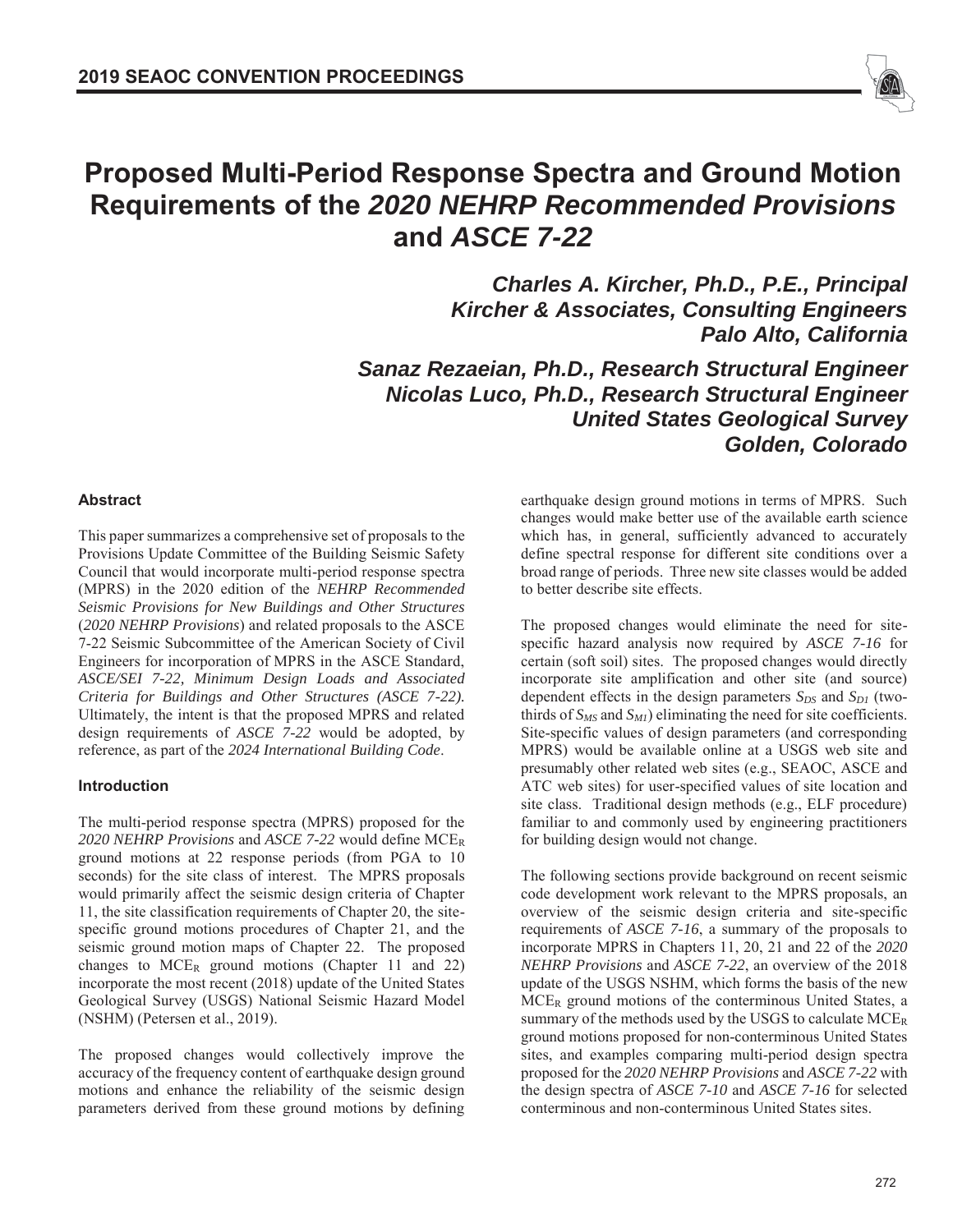# Proposed Multi-Period Response Spectra and Ground Motion Requirements of the *2020 NEHRP Recommended Provisions* and *ASCE 7-22*

***Charles A. Kircher, Ph.D., P.E., Principal***
***Kircher & Associates, Consulting Engineers***
***Palo Alto, California***

***Sanaz Rezaeian, Ph.D., Research Structural Engineer***
***Nicolas Luco, Ph.D., Research Structural Engineer***
***United States Geological Survey***
***Golden, Colorado***

### Abstract

This paper summarizes a comprehensive set of proposals to the Provisions Update Committee of the Building Seismic Safety Council that would incorporate multi-period response spectra (MPRS) in the 2020 edition of the *NEHRP Recommended Seismic Provisions for New Buildings and Other Structures* (*2020 NEHRP Provisions*) and related proposals to the ASCE 7-22 Seismic Subcommittee of the American Society of Civil Engineers for incorporation of MPRS in the ASCE Standard, *ASCE/SEI 7-22, Minimum Design Loads and Associated Criteria for Buildings and Other Structures (ASCE 7-22).* Ultimately, the intent is that the proposed MPRS and related design requirements of *ASCE 7-22* would be adopted, by reference, as part of the *2024 International Building Code*.

### Introduction

The multi-period response spectra (MPRS) proposed for the *2020 NEHRP Provisions* and *ASCE 7-22* would define $MCE_R$ ground motions at 22 response periods (from PGA to 10 seconds) for the site class of interest. The MPRS proposals would primarily affect the seismic design criteria of Chapter 11, the site classification requirements of Chapter 20, the site-specific ground motions procedures of Chapter 21, and the seismic ground motion maps of Chapter 22. The proposed changes to $MCE_R$ ground motions (Chapter 11 and 22) incorporate the most recent (2018) update of the United States Geological Survey (USGS) National Seismic Hazard Model (NSHM) (Petersen et al., 2019).

The proposed changes would collectively improve the accuracy of the frequency content of earthquake design ground motions and enhance the reliability of the seismic design parameters derived from these ground motions by defining earthquake design ground motions in terms of MPRS. Such changes would make better use of the available earth science which has, in general, sufficiently advanced to accurately define spectral response for different site conditions over a broad range of periods. Three new site classes would be added to better describe site effects.

The proposed changes would eliminate the need for site-specific hazard analysis now required by *ASCE 7-16* for certain (soft soil) sites. The proposed changes would directly incorporate site amplification and other site (and source) dependent effects in the design parameters $S_{DS}$ and $S_{D1}$ (two-thirds of $S_{MS}$ and $S_{M1}$) eliminating the need for site coefficients. Site-specific values of design parameters (and corresponding MPRS) would be available online at a USGS web site and presumably other related web sites (e.g., SEAOC, ASCE and ATC web sites) for user-specified values of site location and site class. Traditional design methods (e.g., ELF procedure) familiar to and commonly used by engineering practitioners for building design would not change.

The following sections provide background on recent seismic code development work relevant to the MPRS proposals, an overview of the seismic design criteria and site-specific requirements of *ASCE 7-16*, a summary of the proposals to incorporate MPRS in Chapters 11, 20, 21 and 22 of the *2020 NEHRP Provisions* and *ASCE 7-22*, an overview of the 2018 update of the USGS NSHM, which forms the basis of the new $MCE_R$ ground motions of the conterminous United States, a summary of the methods used by the USGS to calculate $MCE_R$ ground motions proposed for non-conterminous United States sites, and examples comparing multi-period design spectra proposed for the *2020 NEHRP Provisions* and *ASCE 7-22* with the design spectra of *ASCE 7-10* and *ASCE 7-16* for selected conterminous and non-conterminous United States sites.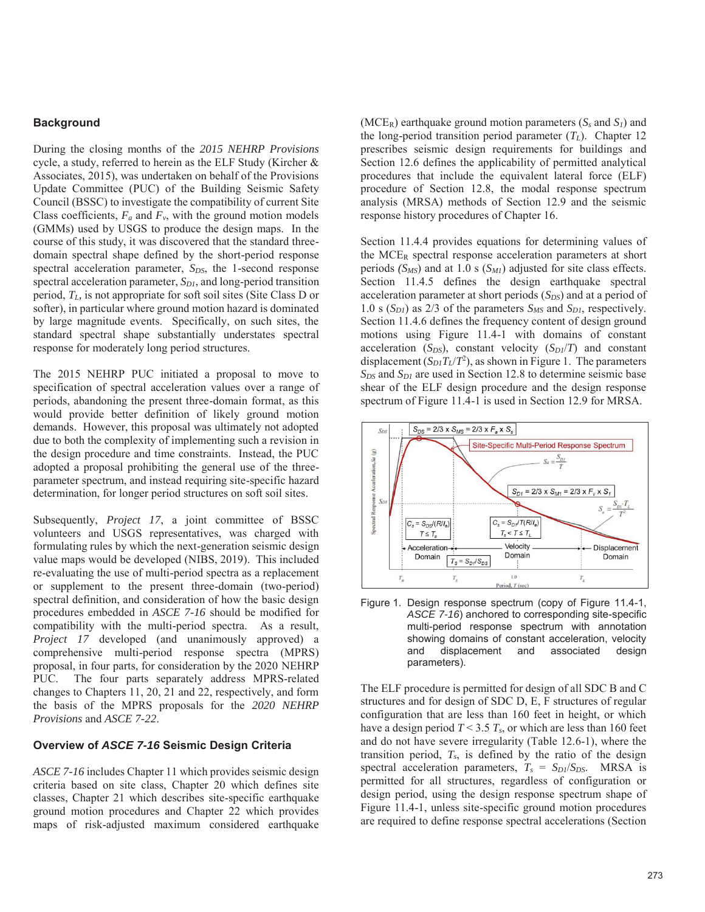## Background

During the closing months of the *2015 NEHRP Provisions* cycle, a study, referred to herein as the ELF Study (Kircher & Associates, 2015), was undertaken on behalf of the Provisions Update Committee (PUC) of the Building Seismic Safety Council (BSSC) to investigate the compatibility of current Site Class coefficients, $F_a$ and $F_v$, with the ground motion models (GMMs) used by USGS to produce the design maps. In the course of this study, it was discovered that the standard three-domain spectral shape defined by the short-period response spectral acceleration parameter, $S_{DS}$, the 1-second response spectral acceleration parameter, $S_{D1}$, and long-period transition period, $T_L$, is not appropriate for soft soil sites (Site Class D or softer), in particular where ground motion hazard is dominated by large magnitude events. Specifically, on such sites, the standard spectral shape substantially understates spectral response for moderately long period structures.

The 2015 NEHRP PUC initiated a proposal to move to specification of spectral acceleration values over a range of periods, abandoning the present three-domain format, as this would provide better definition of likely ground motion demands. However, this proposal was ultimately not adopted due to both the complexity of implementing such a revision in the design procedure and time constraints. Instead, the PUC adopted a proposal prohibiting the general use of the three-parameter spectrum, and instead requiring site-specific hazard determination, for longer period structures on soft soil sites.

Subsequently, *Project 17*, a joint committee of BSSC volunteers and USGS representatives, was charged with formulating rules by which the next-generation seismic design value maps would be developed (NIBS, 2019). This included re-evaluating the use of multi-period spectra as a replacement or supplement to the present three-domain (two-period) spectral definition, and consideration of how the basic design procedures embedded in *ASCE 7-16* should be modified for compatibility with the multi-period spectra. As a result, *Project 17* developed (and unanimously approved) a comprehensive multi-period response spectra (MPRS) proposal, in four parts, for consideration by the 2020 NEHRP PUC. The four parts separately address MPRS-related changes to Chapters 11, 20, 21 and 22, respectively, and form the basis of the MPRS proposals for the *2020 NEHRP Provisions* and *ASCE 7-22*.

## Overview of *ASCE 7-16* Seismic Design Criteria

*ASCE 7-16* includes Chapter 11 which provides seismic design criteria based on site class, Chapter 20 which defines site classes, Chapter 21 which describes site-specific earthquake ground motion procedures and Chapter 22 which provides maps of risk-adjusted maximum considered earthquake ($MCE_R$) earthquake ground motion parameters ($S_s$ and $S_1$) and the long-period transition period parameter ($T_L$). Chapter 12 prescribes seismic design requirements for buildings and Section 12.6 defines the applicability of permitted analytical procedures that include the equivalent lateral force (ELF) procedure of Section 12.8, the modal response spectrum analysis (MRSA) methods of Section 12.9 and the seismic response history procedures of Chapter 16.

Section 11.4.4 provides equations for determining values of the $MCE_R$ spectral response acceleration parameters at short periods ($S_{MS}$) and at 1.0 s ($S_{M1}$) adjusted for site class effects. Section 11.4.5 defines the design earthquake spectral acceleration parameter at short periods ($S_{DS}$) and at a period of 1.0 s ($S_{D1}$) as 2/3 of the parameters $S_{MS}$ and $S_{D1}$, respectively. Section 11.4.6 defines the frequency content of design ground motions using Figure 11.4-1 with domains of constant acceleration ($S_{DS}$), constant velocity ($S_{D1}/T$) and constant displacement ($S_{D1}T_L/T^2$), as shown in Figure 1. The parameters $S_{DS}$ and $S_{D1}$ are used in Section 12.8 to determine seismic base shear of the ELF design procedure and the design response spectrum of Figure 11.4-1 is used in Section 12.9 for MRSA.

Figure 1. Design response spectrum (copy of Figure 11.4-1, *ASCE 7-16*) anchored to corresponding site-specific multi-period response spectrum with annotation showing domains of constant acceleration, velocity and displacement and associated design parameters).

The ELF procedure is permitted for design of all SDC B and C structures and for design of SDC D, E, F structures of regular configuration that are less than 160 feet in height, or which have a design period $T < 3.5\ T_s$, or which are less than 160 feet and do not have severe irregularity (Table 12.6-1), where the transition period, $T_s$, is defined by the ratio of the design spectral acceleration parameters, $T_s = S_{D1}/S_{DS}$. MRSA is permitted for all structures, regardless of configuration or design period, using the design response spectrum shape of Figure 11.4-1, unless site-specific ground motion procedures are required to define response spectral accelerations (Section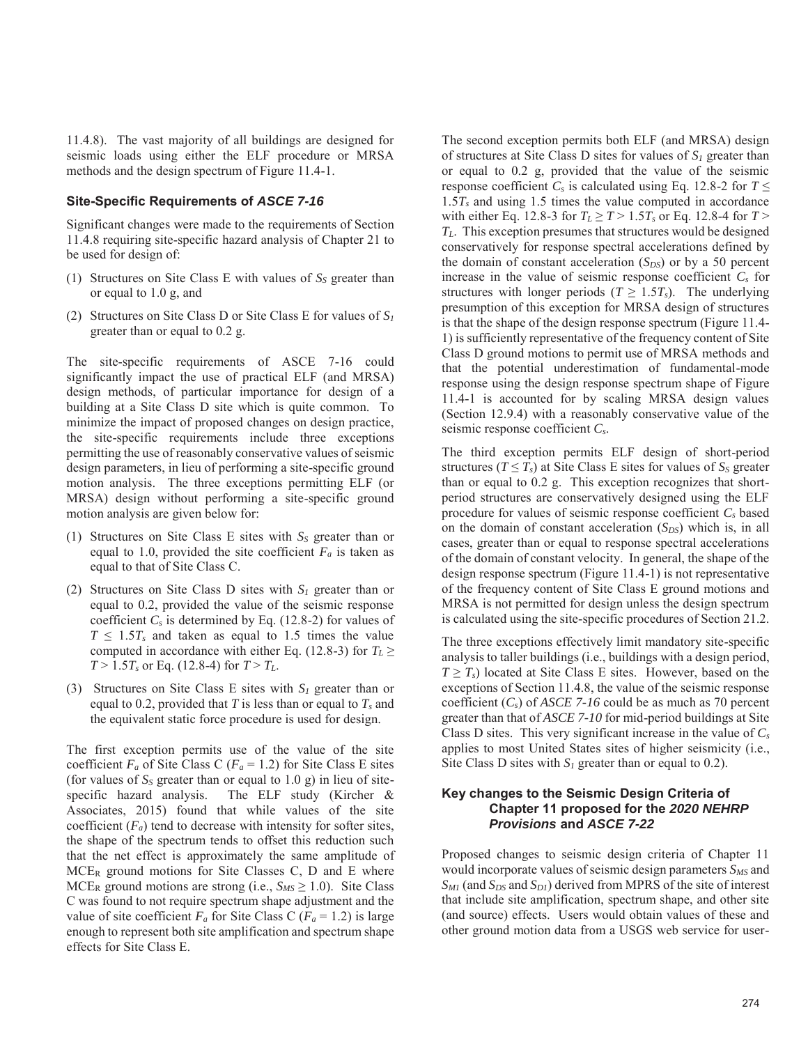11.4.8). The vast majority of all buildings are designed for seismic loads using either the ELF procedure or MRSA methods and the design spectrum of Figure 11.4-1.

### Site-Specific Requirements of *ASCE 7-16*

Significant changes were made to the requirements of Section 11.4.8 requiring site-specific hazard analysis of Chapter 21 to be used for design of:

(1) Structures on Site Class E with values of $S_S$ greater than or equal to 1.0 g, and

(2) Structures on Site Class D or Site Class E for values of $S_1$ greater than or equal to 0.2 g.

The site-specific requirements of ASCE 7-16 could significantly impact the use of practical ELF (and MRSA) design methods, of particular importance for design of a building at a Site Class D site which is quite common. To minimize the impact of proposed changes on design practice, the site-specific requirements include three exceptions permitting the use of reasonably conservative values of seismic design parameters, in lieu of performing a site-specific ground motion analysis. The three exceptions permitting ELF (or MRSA) design without performing a site-specific ground motion analysis are given below for:

(1) Structures on Site Class E sites with $S_S$ greater than or equal to 1.0, provided the site coefficient $F_a$ is taken as equal to that of Site Class C.

(2) Structures on Site Class D sites with $S_1$ greater than or equal to 0.2, provided the value of the seismic response coefficient $C_s$ is determined by Eq. (12.8-2) for values of $T \leq 1.5T_s$ and taken as equal to 1.5 times the value computed in accordance with either Eq. (12.8-3) for $T_L \geq T > 1.5T_s$ or Eq. (12.8-4) for $T > T_L$.

(3) Structures on Site Class E sites with $S_1$ greater than or equal to 0.2, provided that $T$ is less than or equal to $T_s$ and the equivalent static force procedure is used for design.

The first exception permits use of the value of the site coefficient $F_a$ of Site Class C ($F_a = 1.2$) for Site Class E sites (for values of $S_S$ greater than or equal to 1.0 g) in lieu of site-specific hazard analysis. The ELF study (Kircher & Associates, 2015) found that while values of the site coefficient ($F_a$) tend to decrease with intensity for softer sites, the shape of the spectrum tends to offset this reduction such that the net effect is approximately the same amplitude of $MCE_R$ ground motions for Site Classes C, D and E where $MCE_R$ ground motions are strong (i.e., $S_{MS} \geq 1.0$). Site Class C was found to not require spectrum shape adjustment and the value of site coefficient $F_a$ for Site Class C ($F_a = 1.2$) is large enough to represent both site amplification and spectrum shape effects for Site Class E.

The second exception permits both ELF (and MRSA) design of structures at Site Class D sites for values of $S_1$ greater than or equal to 0.2 g, provided that the value of the seismic response coefficient $C_s$ is calculated using Eq. 12.8-2 for $T \leq 1.5T_s$ and using 1.5 times the value computed in accordance with either Eq. 12.8-3 for $T_L \geq T > 1.5T_s$ or Eq. 12.8-4 for $T > T_L$. This exception presumes that structures would be designed conservatively for response spectral accelerations defined by the domain of constant acceleration ($S_{DS}$) or by a 50 percent increase in the value of seismic response coefficient $C_s$ for structures with longer periods ($T \geq 1.5T_s$). The underlying presumption of this exception for MRSA design of structures is that the shape of the design response spectrum (Figure 11.4-1) is sufficiently representative of the frequency content of Site Class D ground motions to permit use of MRSA methods and that the potential underestimation of fundamental-mode response using the design response spectrum shape of Figure 11.4-1 is accounted for by scaling MRSA design values (Section 12.9.4) with a reasonably conservative value of the seismic response coefficient $C_s$.

The third exception permits ELF design of short-period structures ($T \leq T_s$) at Site Class E sites for values of $S_S$ greater than or equal to 0.2 g. This exception recognizes that short-period structures are conservatively designed using the ELF procedure for values of seismic response coefficient $C_s$ based on the domain of constant acceleration ($S_{DS}$) which is, in all cases, greater than or equal to response spectral accelerations of the domain of constant velocity. In general, the shape of the design response spectrum (Figure 11.4-1) is not representative of the frequency content of Site Class E ground motions and MRSA is not permitted for design unless the design spectrum is calculated using the site-specific procedures of Section 21.2.

The three exceptions effectively limit mandatory site-specific analysis to taller buildings (i.e., buildings with a design period, $T \geq T_s$) located at Site Class E sites. However, based on the exceptions of Section 11.4.8, the value of the seismic response coefficient ($C_s$) of *ASCE 7-16* could be as much as 70 percent greater than that of *ASCE 7-10* for mid-period buildings at Site Class D sites. This very significant increase in the value of $C_s$ applies to most United States sites of higher seismicity (i.e., Site Class D sites with $S_1$ greater than or equal to 0.2).

### Key changes to the Seismic Design Criteria of Chapter 11 proposed for the *2020 NEHRP Provisions* and *ASCE 7-22*

Proposed changes to seismic design criteria of Chapter 11 would incorporate values of seismic design parameters $S_{MS}$ and $S_{M1}$ (and $S_{DS}$ and $S_{D1}$) derived from MPRS of the site of interest that include site amplification, spectrum shape, and other site (and source) effects. Users would obtain values of these and other ground motion data from a USGS web service for user-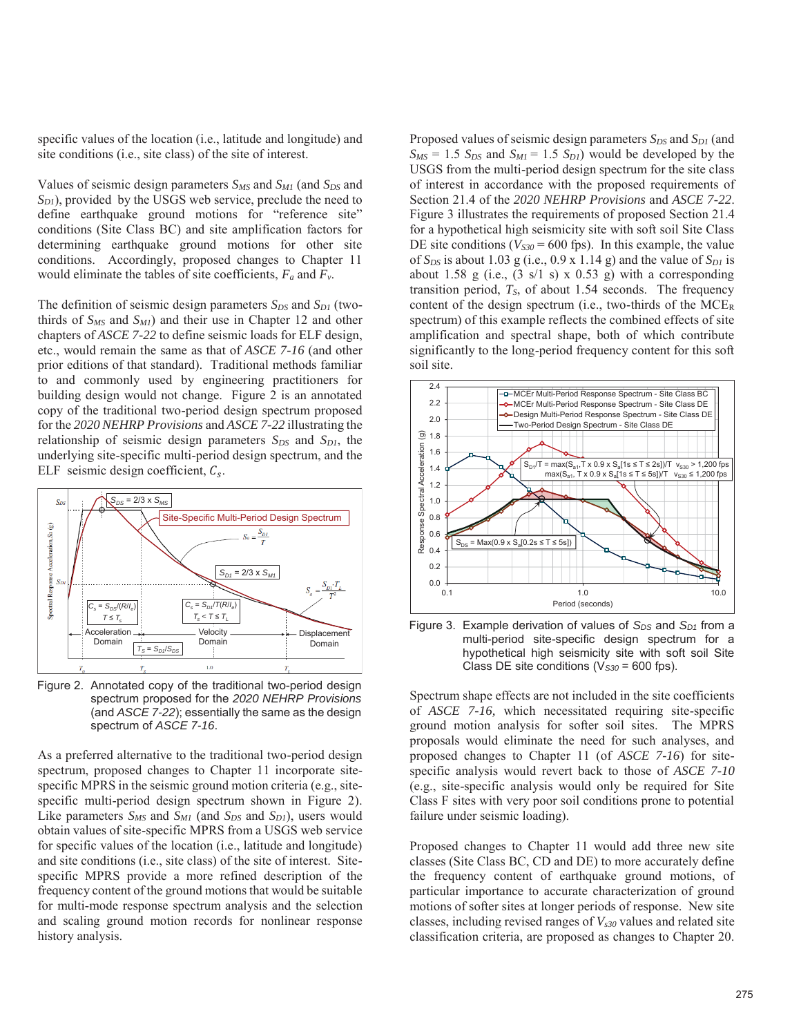specific values of the location (i.e., latitude and longitude) and site conditions (i.e., site class) of the site of interest.

Values of seismic design parameters $S_{MS}$ and $S_{M1}$ (and $S_{DS}$ and $S_{D1}$), provided by the USGS web service, preclude the need to define earthquake ground motions for "reference site" conditions (Site Class BC) and site amplification factors for determining earthquake ground motions for other site conditions. Accordingly, proposed changes to Chapter 11 would eliminate the tables of site coefficients, $F_a$ and $F_v$.

The definition of seismic design parameters $S_{DS}$ and $S_{D1}$ (two-thirds of $S_{MS}$ and $S_{M1}$) and their use in Chapter 12 and other chapters of *ASCE 7-22* to define seismic loads for ELF design, etc., would remain the same as that of *ASCE 7-16* (and other prior editions of that standard). Traditional methods familiar to and commonly used by engineering practitioners for building design would not change. Figure 2 is an annotated copy of the traditional two-period design spectrum proposed for the *2020 NEHRP Provisions* and *ASCE 7-22* illustrating the relationship of seismic design parameters $S_{DS}$ and $S_{D1}$, the underlying site-specific multi-period design spectrum, and the ELF seismic design coefficient, $C_s$.

Figure 2. Annotated copy of the traditional two-period design spectrum proposed for the *2020 NEHRP Provisions* (and *ASCE 7-22*); essentially the same as the design spectrum of *ASCE 7-16*.

As a preferred alternative to the traditional two-period design spectrum, proposed changes to Chapter 11 incorporate site-specific MPRS in the seismic ground motion criteria (e.g., site-specific multi-period design spectrum shown in Figure 2). Like parameters $S_{MS}$ and $S_{M1}$ (and $S_{DS}$ and $S_{D1}$), users would obtain values of site-specific MPRS from a USGS web service for specific values of the location (i.e., latitude and longitude) and site conditions (i.e., site class) of the site of interest. Site-specific MPRS provide a more refined description of the frequency content of the ground motions that would be suitable for multi-mode response spectrum analysis and the selection and scaling ground motion records for nonlinear response history analysis.

Proposed values of seismic design parameters $S_{DS}$ and $S_{D1}$ (and $S_{MS} = 1.5\ S_{DS}$ and $S_{M1} = 1.5\ S_{D1}$) would be developed by the USGS from the multi-period design spectrum for the site class of interest in accordance with the proposed requirements of Section 21.4 of the *2020 NEHRP Provisions* and *ASCE 7-22*. Figure 3 illustrates the requirements of proposed Section 21.4 for a hypothetical high seismicity site with soft soil Site Class DE site conditions ($V_{S30}$ = 600 fps). In this example, the value of $S_{DS}$ is about 1.03 g (i.e., 0.9 x 1.14 g) and the value of $S_{D1}$ is about 1.58 g (i.e., (3 s/1 s) x 0.53 g) with a corresponding transition period, $T_S$, of about 1.54 seconds. The frequency content of the design spectrum (i.e., two-thirds of the $MCE_R$ spectrum) of this example reflects the combined effects of site amplification and spectral shape, both of which contribute significantly to the long-period frequency content for this soft soil site.

Figure 3. Example derivation of values of $S_{DS}$ and $S_{D1}$ from a multi-period site-specific design spectrum for a hypothetical high seismicity site with soft soil Site Class DE site conditions ($V_{S30}$ = 600 fps).

Spectrum shape effects are not included in the site coefficients of *ASCE 7-16,* which necessitated requiring site-specific ground motion analysis for softer soil sites. The MPRS proposals would eliminate the need for such analyses, and proposed changes to Chapter 11 (of *ASCE 7-16*) for site-specific analysis would revert back to those of *ASCE 7-10* (e.g., site-specific analysis would only be required for Site Class F sites with very poor soil conditions prone to potential failure under seismic loading).

Proposed changes to Chapter 11 would add three new site classes (Site Class BC, CD and DE) to more accurately define the frequency content of earthquake ground motions, of particular importance to accurate characterization of ground motions of softer sites at longer periods of response. New site classes, including revised ranges of $V_{s30}$ values and related site classification criteria, are proposed as changes to Chapter 20.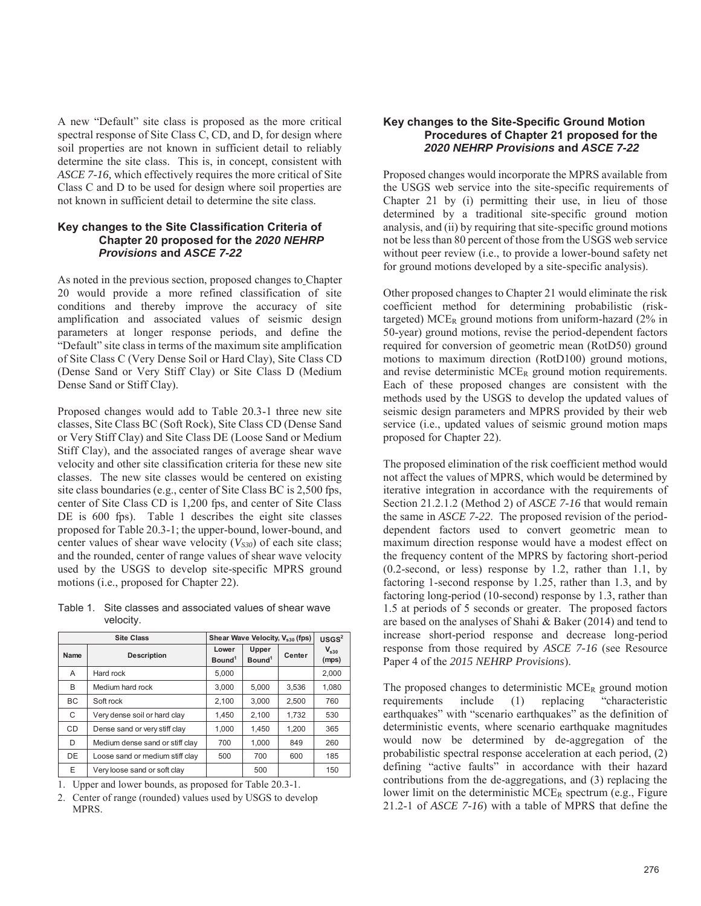A new "Default" site class is proposed as the more critical spectral response of Site Class C, CD, and D, for design where soil properties are not known in sufficient detail to reliably determine the site class. This is, in concept, consistent with *ASCE 7-16,* which effectively requires the more critical of Site Class C and D to be used for design where soil properties are not known in sufficient detail to determine the site class.

### Key changes to the Site Classification Criteria of Chapter 20 proposed for the *2020 NEHRP Provisions* and *ASCE 7-22*

As noted in the previous section, proposed changes to Chapter 20 would provide a more refined classification of site conditions and thereby improve the accuracy of site amplification and associated values of seismic design parameters at longer response periods, and define the "Default" site class in terms of the maximum site amplification of Site Class C (Very Dense Soil or Hard Clay), Site Class CD (Dense Sand or Very Stiff Clay) or Site Class D (Medium Dense Sand or Stiff Clay).

Proposed changes would add to Table 20.3-1 three new site classes, Site Class BC (Soft Rock), Site Class CD (Dense Sand or Very Stiff Clay) and Site Class DE (Loose Sand or Medium Stiff Clay), and the associated ranges of average shear wave velocity and other site classification criteria for these new site classes. The new site classes would be centered on existing site class boundaries (e.g., center of Site Class BC is 2,500 fps, center of Site Class CD is 1,200 fps, and center of Site Class DE is 600 fps). Table 1 describes the eight site classes proposed for Table 20.3-1; the upper-bound, lower-bound, and center values of shear wave velocity ($V_{S30}$) of each site class; and the rounded, center of range values of shear wave velocity used by the USGS to develop site-specific MPRS ground motions (i.e., proposed for Chapter 22).

Table 1. Site classes and associated values of shear wave velocity.

| Site Class | | Shear Wave Velocity, $V_{s30}$ (fps) | | | USGS[2] |
|---|---|---|---|---|---|
| Name | Description | Lower Bound[1] | Upper Bound[1] | Center | $V_{s30}$ (mps) |
| A | Hard rock | 5,000 | | | 2,000 |
| B | Medium hard rock | 3,000 | 5,000 | 3,536 | 1,080 |
| BC | Soft rock | 2,100 | 3,000 | 2,500 | 760 |
| C | Very dense soil or hard clay | 1,450 | 2,100 | 1,732 | 530 |
| CD | Dense sand or very stiff clay | 1,000 | 1,450 | 1,200 | 365 |
| D | Medium dense sand or stiff clay | 700 | 1,000 | 849 | 260 |
| DE | Loose sand or medium stiff clay | 500 | 700 | 600 | 185 |
| E | Very loose sand or soft clay | | 500 | | 150 |

1. Upper and lower bounds, as proposed for Table 20.3-1.
2. Center of range (rounded) values used by USGS to develop MPRS.

### Key changes to the Site-Specific Ground Motion Procedures of Chapter 21 proposed for the *2020 NEHRP Provisions* and *ASCE 7-22*

Proposed changes would incorporate the MPRS available from the USGS web service into the site-specific requirements of Chapter 21 by (i) permitting their use, in lieu of those determined by a traditional site-specific ground motion analysis, and (ii) by requiring that site-specific ground motions not be less than 80 percent of those from the USGS web service without peer review (i.e., to provide a lower-bound safety net for ground motions developed by a site-specific analysis).

Other proposed changes to Chapter 21 would eliminate the risk coefficient method for determining probabilistic (risk-targeted) $MCE_R$ ground motions from uniform-hazard (2% in 50-year) ground motions, revise the period-dependent factors required for conversion of geometric mean (RotD50) ground motions to maximum direction (RotD100) ground motions, and revise deterministic $MCE_R$ ground motion requirements. Each of these proposed changes are consistent with the methods used by the USGS to develop the updated values of seismic design parameters and MPRS provided by their web service (i.e., updated values of seismic ground motion maps proposed for Chapter 22).

The proposed elimination of the risk coefficient method would not affect the values of MPRS, which would be determined by iterative integration in accordance with the requirements of Section 21.2.1.2 (Method 2) of *ASCE 7-16* that would remain the same in *ASCE 7-22*. The proposed revision of the period-dependent factors used to convert geometric mean to maximum direction response would have a modest effect on the frequency content of the MPRS by factoring short-period (0.2-second, or less) response by 1.2, rather than 1.1, by factoring 1-second response by 1.25, rather than 1.3, and by factoring long-period (10-second) response by 1.3, rather than 1.5 at periods of 5 seconds or greater. The proposed factors are based on the analyses of Shahi & Baker (2014) and tend to increase short-period response and decrease long-period response from those required by *ASCE 7-16* (see Resource Paper 4 of the *2015 NEHRP Provisions*).

The proposed changes to deterministic $MCE_R$ ground motion requirements include (1) replacing "characteristic earthquakes" with "scenario earthquakes" as the definition of deterministic events, where scenario earthquake magnitudes would now be determined by de-aggregation of the probabilistic spectral response acceleration at each period, (2) defining "active faults" in accordance with their hazard contributions from the de-aggregations, and (3) replacing the lower limit on the deterministic $MCE_R$ spectrum (e.g., Figure 21.2-1 of *ASCE 7-16*) with a table of MPRS that define the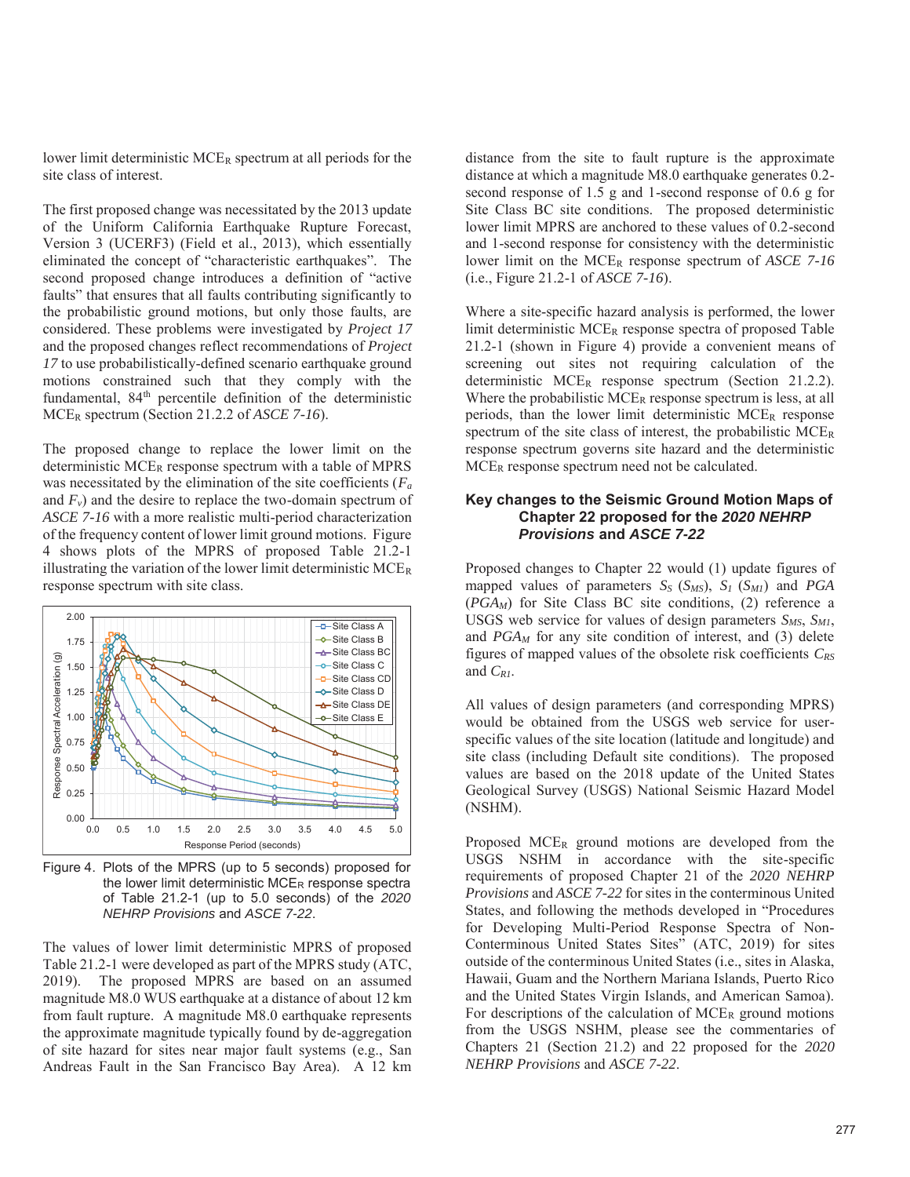lower limit deterministic $MCE_R$ spectrum at all periods for the site class of interest.

The first proposed change was necessitated by the 2013 update of the Uniform California Earthquake Rupture Forecast, Version 3 (UCERF3) (Field et al., 2013), which essentially eliminated the concept of "characteristic earthquakes". The second proposed change introduces a definition of "active faults" that ensures that all faults contributing significantly to the probabilistic ground motions, but only those faults, are considered. These problems were investigated by *Project 17* and the proposed changes reflect recommendations of *Project 17* to use probabilistically-defined scenario earthquake ground motions constrained such that they comply with the fundamental, 84[th] percentile definition of the deterministic $MCE_R$ spectrum (Section 21.2.2 of *ASCE 7-16*).

The proposed change to replace the lower limit on the deterministic $MCE_R$ response spectrum with a table of MPRS was necessitated by the elimination of the site coefficients ($F_a$ and $F_v$) and the desire to replace the two-domain spectrum of *ASCE 7-16* with a more realistic multi-period characterization of the frequency content of lower limit ground motions. Figure 4 shows plots of the MPRS of proposed Table 21.2-1 illustrating the variation of the lower limit deterministic $MCE_R$ response spectrum with site class.

Figure 4. Plots of the MPRS (up to 5 seconds) proposed for the lower limit deterministic $MCE_R$ response spectra of Table 21.2-1 (up to 5.0 seconds) of the *2020 NEHRP Provisions* and *ASCE 7-22*.

The values of lower limit deterministic MPRS of proposed Table 21.2-1 were developed as part of the MPRS study (ATC, 2019). The proposed MPRS are based on an assumed magnitude M8.0 WUS earthquake at a distance of about 12 km from fault rupture. A magnitude M8.0 earthquake represents the approximate magnitude typically found by de-aggregation of site hazard for sites near major fault systems (e.g., San Andreas Fault in the San Francisco Bay Area). A 12 km distance from the site to fault rupture is the approximate distance at which a magnitude M8.0 earthquake generates 0.2-second response of 1.5 g and 1-second response of 0.6 g for Site Class BC site conditions. The proposed deterministic lower limit MPRS are anchored to these values of 0.2-second and 1-second response for consistency with the deterministic lower limit on the $MCE_R$ response spectrum of *ASCE 7-16* (i.e., Figure 21.2-1 of *ASCE 7-16*).

Where a site-specific hazard analysis is performed, the lower limit deterministic $MCE_R$ response spectra of proposed Table 21.2-1 (shown in Figure 4) provide a convenient means of screening out sites not requiring calculation of the deterministic $MCE_R$ response spectrum (Section 21.2.2). Where the probabilistic $MCE_R$ response spectrum is less, at all periods, than the lower limit deterministic $MCE_R$ response spectrum of the site class of interest, the probabilistic $MCE_R$ response spectrum governs site hazard and the deterministic $MCE_R$ response spectrum need not be calculated.

## Key changes to the Seismic Ground Motion Maps of Chapter 22 proposed for the *2020 NEHRP Provisions* and *ASCE 7-22*

Proposed changes to Chapter 22 would (1) update figures of mapped values of parameters $S_S$ ($S_{MS}$), $S_1$ ($S_{M1}$) and $PGA$ ($PGA_M$) for Site Class BC site conditions, (2) reference a USGS web service for values of design parameters $S_{MS}$, $S_{M1}$, and $PGA_M$ for any site condition of interest, and (3) delete figures of mapped values of the obsolete risk coefficients $C_{RS}$ and $C_{R1}$.

All values of design parameters (and corresponding MPRS) would be obtained from the USGS web service for user-specific values of the site location (latitude and longitude) and site class (including Default site conditions). The proposed values are based on the 2018 update of the United States Geological Survey (USGS) National Seismic Hazard Model (NSHM).

Proposed $MCE_R$ ground motions are developed from the USGS NSHM in accordance with the site-specific requirements of proposed Chapter 21 of the *2020 NEHRP Provisions* and *ASCE 7-22* for sites in the conterminous United States, and following the methods developed in "Procedures for Developing Multi-Period Response Spectra of Non-Conterminous United States Sites" (ATC, 2019) for sites outside of the conterminous United States (i.e., sites in Alaska, Hawaii, Guam and the Northern Mariana Islands, Puerto Rico and the United States Virgin Islands, and American Samoa). For descriptions of the calculation of $MCE_R$ ground motions from the USGS NSHM, please see the commentaries of Chapters 21 (Section 21.2) and 22 proposed for the *2020 NEHRP Provisions* and *ASCE 7-22*.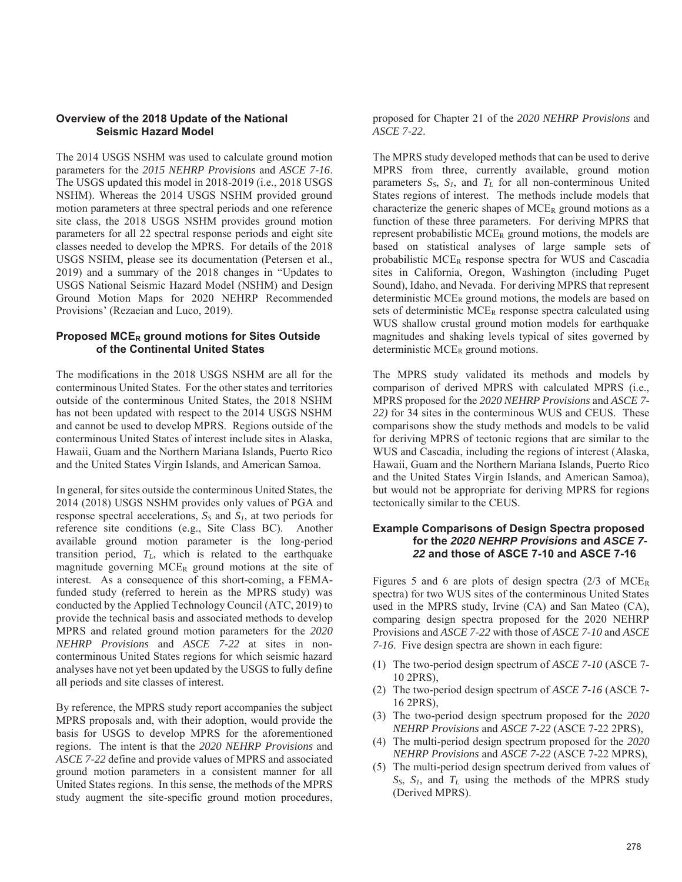### Overview of the 2018 Update of the National Seismic Hazard Model

The 2014 USGS NSHM was used to calculate ground motion parameters for the *2015 NEHRP Provisions* and *ASCE 7-16*. The USGS updated this model in 2018-2019 (i.e., 2018 USGS NSHM). Whereas the 2014 USGS NSHM provided ground motion parameters at three spectral periods and one reference site class, the 2018 USGS NSHM provides ground motion parameters for all 22 spectral response periods and eight site classes needed to develop the MPRS. For details of the 2018 USGS NSHM, please see its documentation (Petersen et al., 2019) and a summary of the 2018 changes in "Updates to USGS National Seismic Hazard Model (NSHM) and Design Ground Motion Maps for 2020 NEHRP Recommended Provisions' (Rezaeian and Luco, 2019).

### Proposed $MCE_R$ ground motions for Sites Outside of the Continental United States

The modifications in the 2018 USGS NSHM are all for the conterminous United States. For the other states and territories outside of the conterminous United States, the 2018 NSHM has not been updated with respect to the 2014 USGS NSHM and cannot be used to develop MPRS. Regions outside of the conterminous United States of interest include sites in Alaska, Hawaii, Guam and the Northern Mariana Islands, Puerto Rico and the United States Virgin Islands, and American Samoa.

In general, for sites outside the conterminous United States, the 2014 (2018) USGS NSHM provides only values of PGA and response spectral accelerations, $S_S$ and $S_1$, at two periods for reference site conditions (e.g., Site Class BC). Another available ground motion parameter is the long-period transition period, $T_L$, which is related to the earthquake magnitude governing $MCE_R$ ground motions at the site of interest. As a consequence of this short-coming, a FEMA-funded study (referred to herein as the MPRS study) was conducted by the Applied Technology Council (ATC, 2019) to provide the technical basis and associated methods to develop MPRS and related ground motion parameters for the *2020 NEHRP Provisions* and *ASCE 7-22* at sites in non-conterminous United States regions for which seismic hazard analyses have not yet been updated by the USGS to fully define all periods and site classes of interest.

By reference, the MPRS study report accompanies the subject MPRS proposals and, with their adoption, would provide the basis for USGS to develop MPRS for the aforementioned regions. The intent is that the *2020 NEHRP Provisions* and *ASCE 7-22* define and provide values of MPRS and associated ground motion parameters in a consistent manner for all United States regions. In this sense, the methods of the MPRS study augment the site-specific ground motion procedures, proposed for Chapter 21 of the *2020 NEHRP Provisions* and *ASCE 7-22*.

The MPRS study developed methods that can be used to derive MPRS from three, currently available, ground motion parameters $S_S$, $S_1$, and $T_L$ for all non-conterminous United States regions of interest. The methods include models that characterize the generic shapes of $MCE_R$ ground motions as a function of these three parameters. For deriving MPRS that represent probabilistic $MCE_R$ ground motions, the models are based on statistical analyses of large sample sets of probabilistic $MCE_R$ response spectra for WUS and Cascadia sites in California, Oregon, Washington (including Puget Sound), Idaho, and Nevada. For deriving MPRS that represent deterministic $MCE_R$ ground motions, the models are based on sets of deterministic $MCE_R$ response spectra calculated using WUS shallow crustal ground motion models for earthquake magnitudes and shaking levels typical of sites governed by deterministic $MCE_R$ ground motions.

The MPRS study validated its methods and models by comparison of derived MPRS with calculated MPRS (i.e., MPRS proposed for the *2020 NEHRP Provisions* and *ASCE 7-22)* for 34 sites in the conterminous WUS and CEUS. These comparisons show the study methods and models to be valid for deriving MPRS of tectonic regions that are similar to the WUS and Cascadia, including the regions of interest (Alaska, Hawaii, Guam and the Northern Mariana Islands, Puerto Rico and the United States Virgin Islands, and American Samoa), but would not be appropriate for deriving MPRS for regions tectonically similar to the CEUS.

### Example Comparisons of Design Spectra proposed for the *2020 NEHRP Provisions* and *ASCE 7-22* and those of ASCE 7-10 and ASCE 7-16

Figures 5 and 6 are plots of design spectra (2/3 of $MCE_R$ spectra) for two WUS sites of the conterminous United States used in the MPRS study, Irvine (CA) and San Mateo (CA), comparing design spectra proposed for the 2020 NEHRP Provisions and *ASCE 7-22* with those of *ASCE 7-10* and *ASCE 7-16*. Five design spectra are shown in each figure:

(1) The two-period design spectrum of *ASCE 7-10* (ASCE 7-10 2PRS),
(2) The two-period design spectrum of *ASCE 7-16* (ASCE 7-16 2PRS),
(3) The two-period design spectrum proposed for the *2020 NEHRP Provisions* and *ASCE 7-22* (ASCE 7-22 2PRS),
(4) The multi-period design spectrum proposed for the *2020 NEHRP Provisions* and *ASCE 7-22* (ASCE 7-22 MPRS),
(5) The multi-period design spectrum derived from values of $S_S$, $S_1$, and $T_L$ using the methods of the MPRS study (Derived MPRS).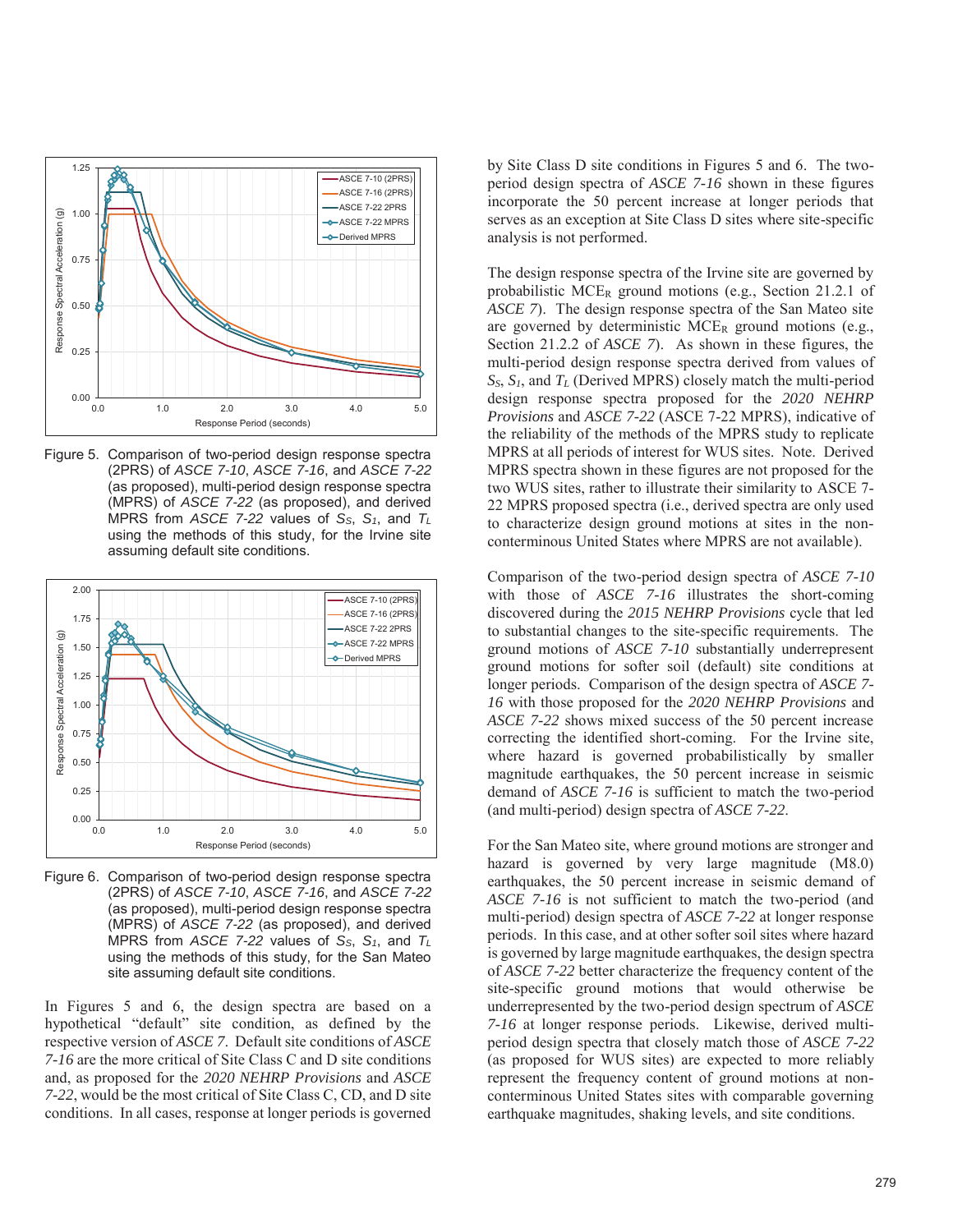Figure 5. Comparison of two-period design response spectra (2PRS) of *ASCE 7-10*, *ASCE 7-16*, and *ASCE 7-22* (as proposed), multi-period design response spectra (MPRS) of *ASCE 7-22* (as proposed), and derived MPRS from *ASCE 7-22* values of $S_S$, $S_1$, and $T_L$ using the methods of this study, for the Irvine site assuming default site conditions.

Figure 6. Comparison of two-period design response spectra (2PRS) of *ASCE 7-10*, *ASCE 7-16*, and *ASCE 7-22* (as proposed), multi-period design response spectra (MPRS) of *ASCE 7-22* (as proposed), and derived MPRS from *ASCE 7-22* values of $S_S$, $S_1$, and $T_L$ using the methods of this study, for the San Mateo site assuming default site conditions.

In Figures 5 and 6, the design spectra are based on a hypothetical "default" site condition, as defined by the respective version of *ASCE 7*. Default site conditions of *ASCE 7-16* are the more critical of Site Class C and D site conditions and, as proposed for the *2020 NEHRP Provisions* and *ASCE 7-22*, would be the most critical of Site Class C, CD, and D site conditions. In all cases, response at longer periods is governed by Site Class D site conditions in Figures 5 and 6. The two-period design spectra of *ASCE 7-16* shown in these figures incorporate the 50 percent increase at longer periods that serves as an exception at Site Class D sites where site-specific analysis is not performed.

The design response spectra of the Irvine site are governed by probabilistic $MCE_R$ ground motions (e.g., Section 21.2.1 of *ASCE 7*). The design response spectra of the San Mateo site are governed by deterministic $MCE_R$ ground motions (e.g., Section 21.2.2 of *ASCE 7*). As shown in these figures, the multi-period design response spectra derived from values of $S_S$, $S_1$, and $T_L$ (Derived MPRS) closely match the multi-period design response spectra proposed for the *2020 NEHRP Provisions* and *ASCE 7-22* (ASCE 7-22 MPRS), indicative of the reliability of the methods of the MPRS study to replicate MPRS at all periods of interest for WUS sites. Note. Derived MPRS spectra shown in these figures are not proposed for the two WUS sites, rather to illustrate their similarity to ASCE 7-22 MPRS proposed spectra (i.e., derived spectra are only used to characterize design ground motions at sites in the non-conterminous United States where MPRS are not available).

Comparison of the two-period design spectra of *ASCE 7-10* with those of *ASCE 7-16* illustrates the short-coming discovered during the *2015 NEHRP Provisions* cycle that led to substantial changes to the site-specific requirements. The ground motions of *ASCE 7-10* substantially underrepresent ground motions for softer soil (default) site conditions at longer periods. Comparison of the design spectra of *ASCE 7-16* with those proposed for the *2020 NEHRP Provisions* and *ASCE 7-22* shows mixed success of the 50 percent increase correcting the identified short-coming. For the Irvine site, where hazard is governed probabilistically by smaller magnitude earthquakes, the 50 percent increase in seismic demand of *ASCE 7-16* is sufficient to match the two-period (and multi-period) design spectra of *ASCE 7-22*.

For the San Mateo site, where ground motions are stronger and hazard is governed by very large magnitude (M8.0) earthquakes, the 50 percent increase in seismic demand of *ASCE 7-16* is not sufficient to match the two-period (and multi-period) design spectra of *ASCE 7-22* at longer response periods. In this case, and at other softer soil sites where hazard is governed by large magnitude earthquakes, the design spectra of *ASCE 7-22* better characterize the frequency content of the site-specific ground motions that would otherwise be underrepresented by the two-period design spectrum of *ASCE 7-16* at longer response periods. Likewise, derived multi-period design spectra that closely match those of *ASCE 7-22* (as proposed for WUS sites) are expected to more reliably represent the frequency content of ground motions at non-conterminous United States sites with comparable governing earthquake magnitudes, shaking levels, and site conditions.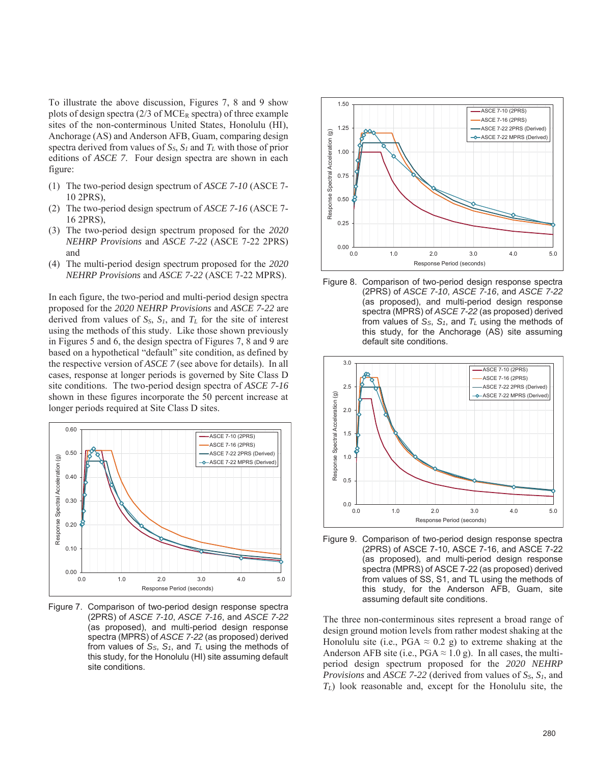To illustrate the above discussion, Figures 7, 8 and 9 show plots of design spectra (2/3 of $MCE_R$ spectra) of three example sites of the non-conterminous United States, Honolulu (HI), Anchorage (AS) and Anderson AFB, Guam, comparing design spectra derived from values of $S_S$, $S_1$ and $T_L$ with those of prior editions of *ASCE 7*. Four design spectra are shown in each figure:

(1) The two-period design spectrum of *ASCE 7-10* (ASCE 7-10 2PRS),
(2) The two-period design spectrum of *ASCE 7-16* (ASCE 7-16 2PRS),
(3) The two-period design spectrum proposed for the *2020 NEHRP Provisions* and *ASCE 7-22* (ASCE 7-22 2PRS) and
(4) The multi-period design spectrum proposed for the *2020 NEHRP Provisions* and *ASCE 7-22* (ASCE 7-22 MPRS).

In each figure, the two-period and multi-period design spectra proposed for the *2020 NEHRP Provisions* and *ASCE 7-22* are derived from values of $S_S$, $S_1$, and $T_L$ for the site of interest using the methods of this study. Like those shown previously in Figures 5 and 6, the design spectra of Figures 7, 8 and 9 are based on a hypothetical "default" site condition, as defined by the respective version of *ASCE 7* (see above for details). In all cases, response at longer periods is governed by Site Class D site conditions. The two-period design spectra of *ASCE 7-16* shown in these figures incorporate the 50 percent increase at longer periods required at Site Class D sites.

Figure 7. Comparison of two-period design response spectra (2PRS) of *ASCE 7-10*, *ASCE 7-16*, and *ASCE 7-22* (as proposed), and multi-period design response spectra (MPRS) of *ASCE 7-22* (as proposed) derived from values of $S_S$, $S_1$, and $T_L$ using the methods of this study, for the Honolulu (HI) site assuming default site conditions.

Figure 8. Comparison of two-period design response spectra (2PRS) of *ASCE 7-10*, *ASCE 7-16*, and *ASCE 7-22* (as proposed), and multi-period design response spectra (MPRS) of *ASCE 7-22* (as proposed) derived from values of $S_S$, $S_1$, and $T_L$ using the methods of this study, for the Anchorage (AS) site assuming default site conditions.

Figure 9. Comparison of two-period design response spectra (2PRS) of ASCE 7-10, ASCE 7-16, and ASCE 7-22 (as proposed), and multi-period design response spectra (MPRS) of ASCE 7-22 (as proposed) derived from values of SS, S1, and TL using the methods of this study, for the Anderson AFB, Guam, site assuming default site conditions.

The three non-conterminous sites represent a broad range of design ground motion levels from rather modest shaking at the Honolulu site (i.e., PGA $\approx$ 0.2 g) to extreme shaking at the Anderson AFB site (i.e., PGA $\approx$ 1.0 g). In all cases, the multi-period design spectrum proposed for the *2020 NEHRP Provisions* and *ASCE 7-22* (derived from values of $S_S$, $S_1$, and $T_L$) look reasonable and, except for the Honolulu site, the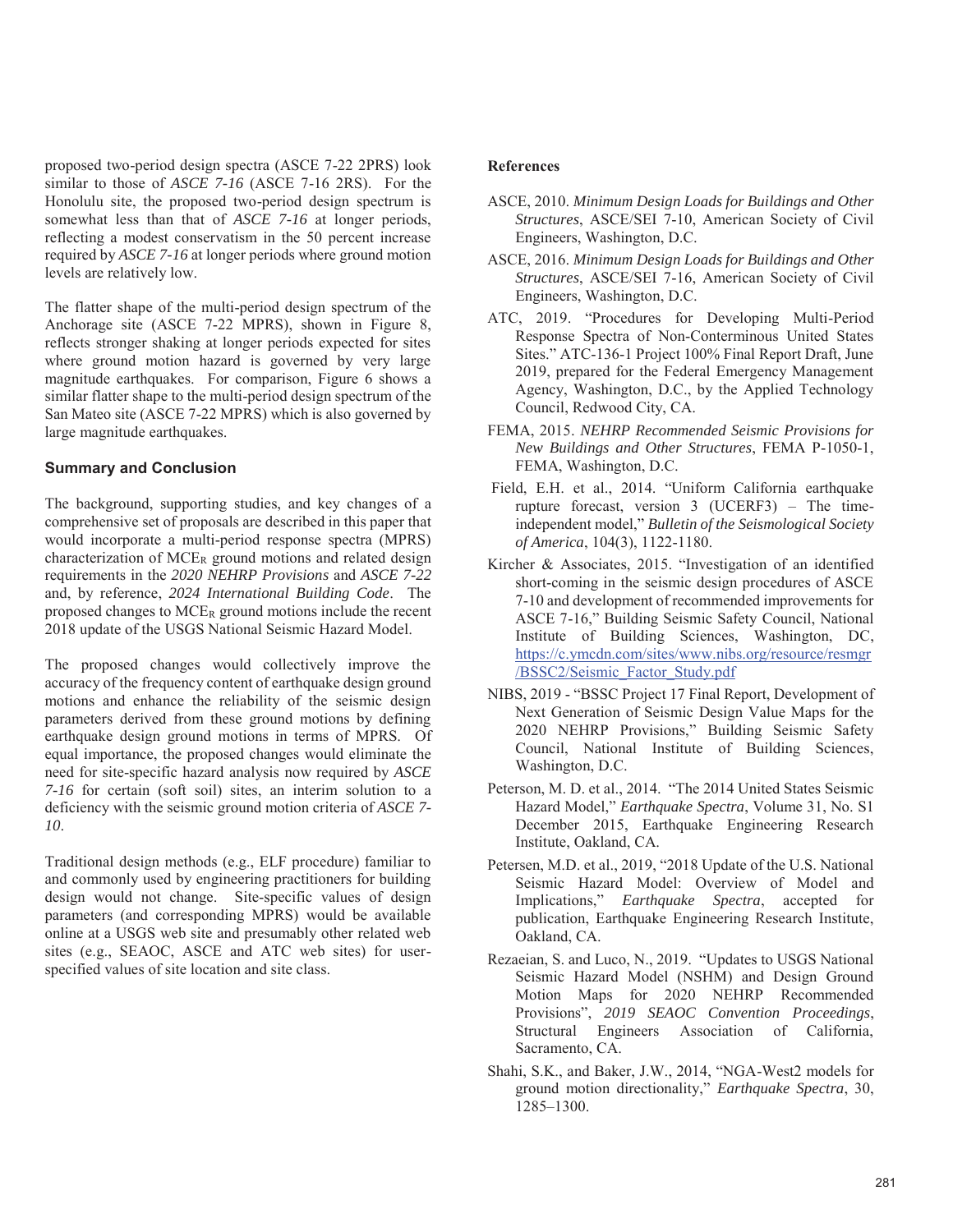proposed two-period design spectra (ASCE 7-22 2PRS) look similar to those of *ASCE 7-16* (ASCE 7-16 2RS). For the Honolulu site, the proposed two-period design spectrum is somewhat less than that of *ASCE 7-16* at longer periods, reflecting a modest conservatism in the 50 percent increase required by *ASCE 7-16* at longer periods where ground motion levels are relatively low.

The flatter shape of the multi-period design spectrum of the Anchorage site (ASCE 7-22 MPRS), shown in Figure 8, reflects stronger shaking at longer periods expected for sites where ground motion hazard is governed by very large magnitude earthquakes. For comparison, Figure 6 shows a similar flatter shape to the multi-period design spectrum of the San Mateo site (ASCE 7-22 MPRS) which is also governed by large magnitude earthquakes.

## Summary and Conclusion

The background, supporting studies, and key changes of a comprehensive set of proposals are described in this paper that would incorporate a multi-period response spectra (MPRS) characterization of $MCE_R$ ground motions and related design requirements in the *2020 NEHRP Provisions* and *ASCE 7-22* and, by reference, *2024 International Building Code*. The proposed changes to $MCE_R$ ground motions include the recent 2018 update of the USGS National Seismic Hazard Model.

The proposed changes would collectively improve the accuracy of the frequency content of earthquake design ground motions and enhance the reliability of the seismic design parameters derived from these ground motions by defining earthquake design ground motions in terms of MPRS. Of equal importance, the proposed changes would eliminate the need for site-specific hazard analysis now required by *ASCE 7-16* for certain (soft soil) sites, an interim solution to a deficiency with the seismic ground motion criteria of *ASCE 7-10*.

Traditional design methods (e.g., ELF procedure) familiar to and commonly used by engineering practitioners for building design would not change. Site-specific values of design parameters (and corresponding MPRS) would be available online at a USGS web site and presumably other related web sites (e.g., SEAOC, ASCE and ATC web sites) for user-specified values of site location and site class.

### References

ASCE, 2010. *Minimum Design Loads for Buildings and Other Structures*, ASCE/SEI 7-10, American Society of Civil Engineers, Washington, D.C.

ASCE, 2016. *Minimum Design Loads for Buildings and Other Structures*, ASCE/SEI 7-16, American Society of Civil Engineers, Washington, D.C.

ATC, 2019. "Procedures for Developing Multi-Period Response Spectra of Non-Conterminous United States Sites." ATC-136-1 Project 100% Final Report Draft, June 2019, prepared for the Federal Emergency Management Agency, Washington, D.C., by the Applied Technology Council, Redwood City, CA.

FEMA, 2015. *NEHRP Recommended Seismic Provisions for New Buildings and Other Structures*, FEMA P-1050-1, FEMA, Washington, D.C.

Field, E.H. et al., 2014. "Uniform California earthquake rupture forecast, version 3 (UCERF3) – The time-independent model," *Bulletin of the Seismological Society of America*, 104(3), 1122-1180.

Kircher & Associates, 2015. "Investigation of an identified short-coming in the seismic design procedures of ASCE 7-10 and development of recommended improvements for ASCE 7-16," Building Seismic Safety Council, National Institute of Building Sciences, Washington, DC, https://c.ymcdn.com/sites/www.nibs.org/resource/resmgr/BSSC2/Seismic_Factor_Study.pdf

NIBS, 2019 - "BSSC Project 17 Final Report, Development of Next Generation of Seismic Design Value Maps for the 2020 NEHRP Provisions," Building Seismic Safety Council, National Institute of Building Sciences, Washington, D.C.

Peterson, M. D. et al., 2014. "The 2014 United States Seismic Hazard Model," *Earthquake Spectra*, Volume 31, No. S1 December 2015, Earthquake Engineering Research Institute, Oakland, CA.

Petersen, M.D. et al., 2019, "2018 Update of the U.S. National Seismic Hazard Model: Overview of Model and Implications," *Earthquake Spectra*, accepted for publication, Earthquake Engineering Research Institute, Oakland, CA.

Rezaeian, S. and Luco, N., 2019. "Updates to USGS National Seismic Hazard Model (NSHM) and Design Ground Motion Maps for 2020 NEHRP Recommended Provisions", *2019 SEAOC Convention Proceedings*, Structural Engineers Association of California, Sacramento, CA.

Shahi, S.K., and Baker, J.W., 2014, "NGA-West2 models for ground motion directionality," *Earthquake Spectra*, 30, 1285–1300.